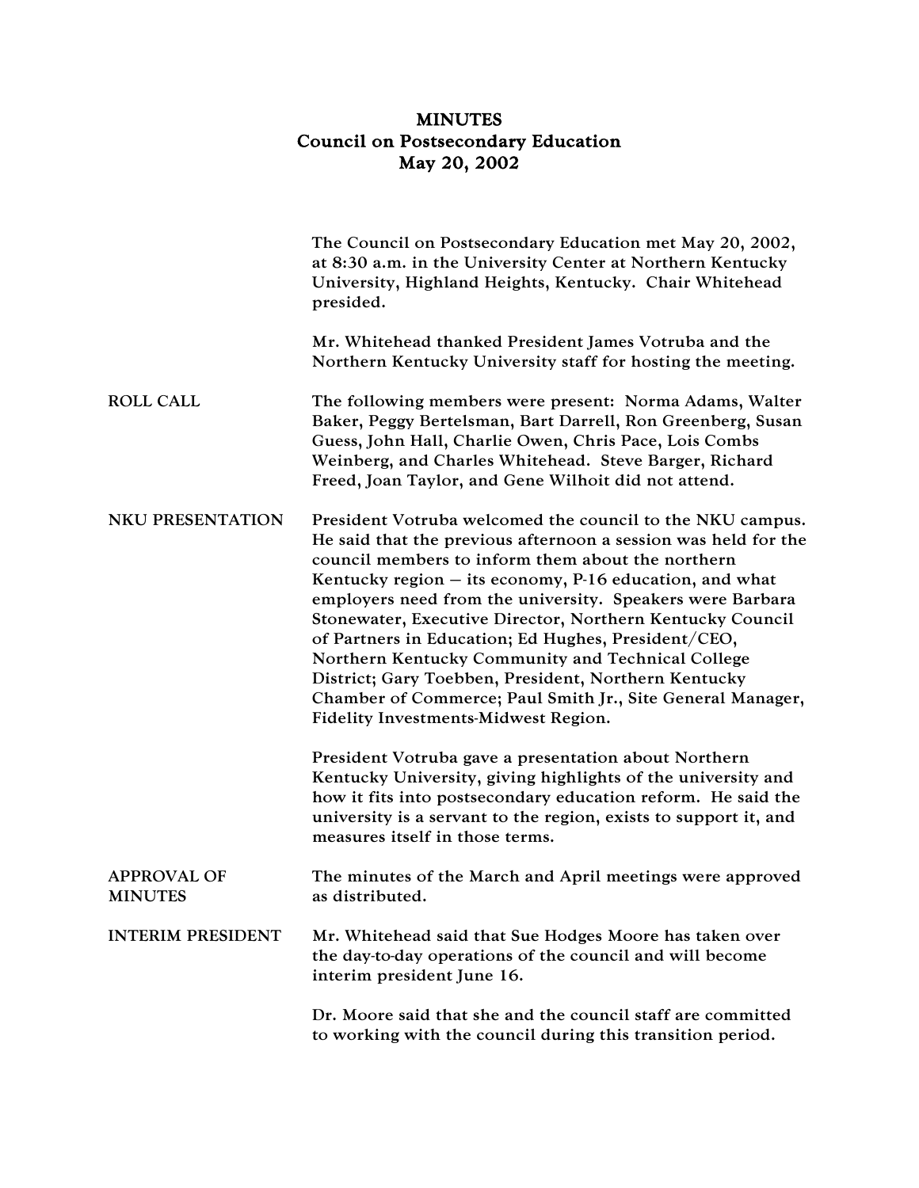# MINUTES
## Council on Postsecondary Education
## May 20, 2002

The Council on Postsecondary Education met May 20, 2002, at 8:30 a.m. in the University Center at Northern Kentucky University, Highland Heights, Kentucky. Chair Whitehead presided.

Mr. Whitehead thanked President James Votruba and the Northern Kentucky University staff for hosting the meeting.

**ROLL CALL**

The following members were present: Norma Adams, Walter Baker, Peggy Bertelsman, Bart Darrell, Ron Greenberg, Susan Guess, John Hall, Charlie Owen, Chris Pace, Lois Combs Weinberg, and Charles Whitehead. Steve Barger, Richard Freed, Joan Taylor, and Gene Wilhoit did not attend.

**NKU PRESENTATION**

President Votruba welcomed the council to the NKU campus. He said that the previous afternoon a session was held for the council members to inform them about the northern Kentucky region – its economy, P-16 education, and what employers need from the university. Speakers were Barbara Stonewater, Executive Director, Northern Kentucky Council of Partners in Education; Ed Hughes, President/CEO, Northern Kentucky Community and Technical College District; Gary Toebben, President, Northern Kentucky Chamber of Commerce; Paul Smith Jr., Site General Manager, Fidelity Investments-Midwest Region.

President Votruba gave a presentation about Northern Kentucky University, giving highlights of the university and how it fits into postsecondary education reform. He said the university is a servant to the region, exists to support it, and measures itself in those terms.

**APPROVAL OF MINUTES**

The minutes of the March and April meetings were approved as distributed.

**INTERIM PRESIDENT**

Mr. Whitehead said that Sue Hodges Moore has taken over the day-to-day operations of the council and will become interim president June 16.

Dr. Moore said that she and the council staff are committed to working with the council during this transition period.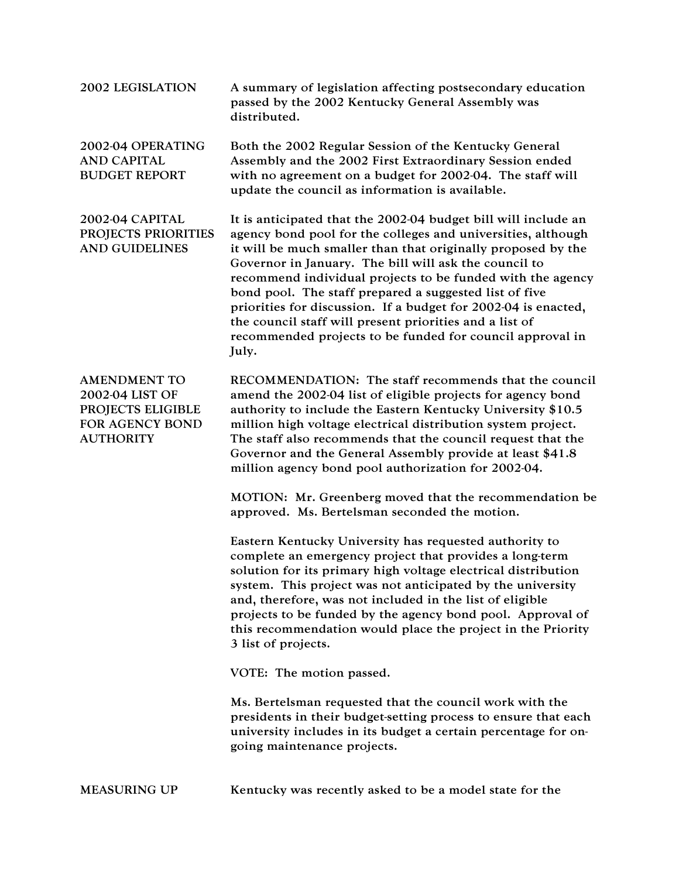**2002 LEGISLATION**

A summary of legislation affecting postsecondary education passed by the 2002 Kentucky General Assembly was distributed.

**2002-04 OPERATING AND CAPITAL BUDGET REPORT**

Both the 2002 Regular Session of the Kentucky General Assembly and the 2002 First Extraordinary Session ended with no agreement on a budget for 2002-04. The staff will update the council as information is available.

**2002-04 CAPITAL PROJECTS PRIORITIES AND GUIDELINES**

It is anticipated that the 2002-04 budget bill will include an agency bond pool for the colleges and universities, although it will be much smaller than that originally proposed by the Governor in January. The bill will ask the council to recommend individual projects to be funded with the agency bond pool. The staff prepared a suggested list of five priorities for discussion. If a budget for 2002-04 is enacted, the council staff will present priorities and a list of recommended projects to be funded for council approval in July.

**AMENDMENT TO 2002-04 LIST OF PROJECTS ELIGIBLE FOR AGENCY BOND AUTHORITY**

RECOMMENDATION: The staff recommends that the council amend the 2002-04 list of eligible projects for agency bond authority to include the Eastern Kentucky University $10.5 million high voltage electrical distribution system project. The staff also recommends that the council request that the Governor and the General Assembly provide at least $41.8 million agency bond pool authorization for 2002-04.

MOTION: Mr. Greenberg moved that the recommendation be approved. Ms. Bertelsman seconded the motion.

Eastern Kentucky University has requested authority to complete an emergency project that provides a long-term solution for its primary high voltage electrical distribution system. This project was not anticipated by the university and, therefore, was not included in the list of eligible projects to be funded by the agency bond pool. Approval of this recommendation would place the project in the Priority 3 list of projects.

VOTE: The motion passed.

Ms. Bertelsman requested that the council work with the presidents in their budget-setting process to ensure that each university includes in its budget a certain percentage for on-going maintenance projects.

**MEASURING UP**

Kentucky was recently asked to be a model state for the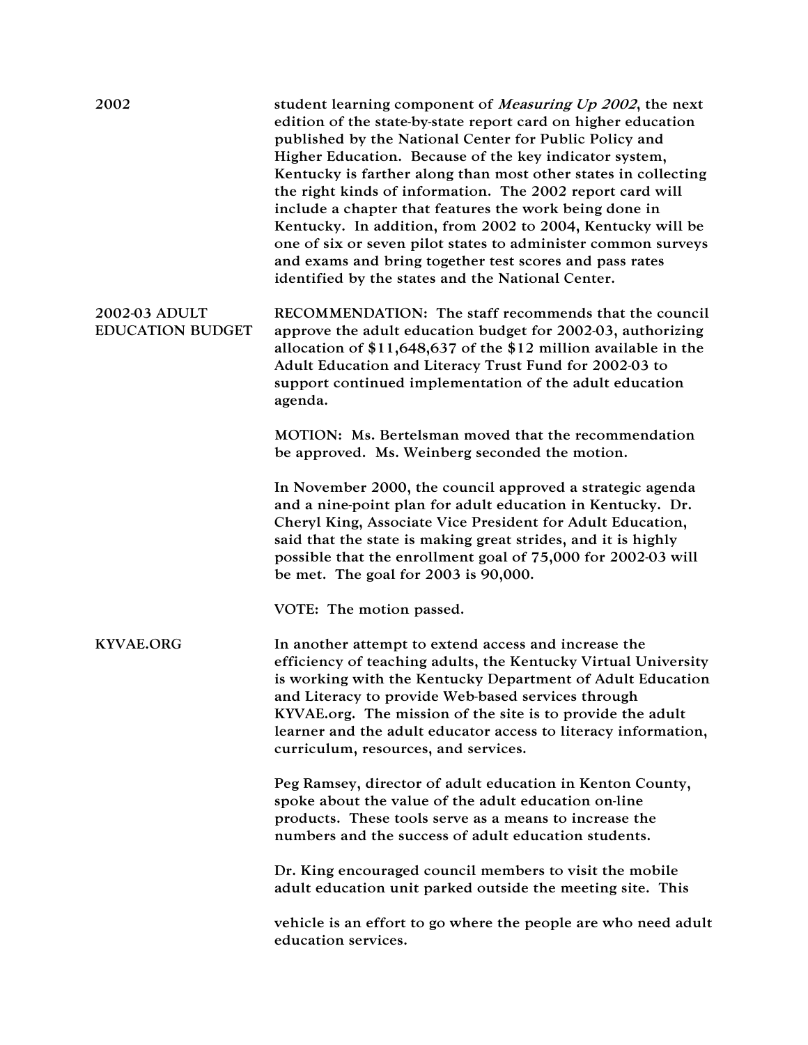2002

student learning component of *Measuring Up 2002*, the next edition of the state-by-state report card on higher education published by the National Center for Public Policy and Higher Education. Because of the key indicator system, Kentucky is farther along than most other states in collecting the right kinds of information. The 2002 report card will include a chapter that features the work being done in Kentucky. In addition, from 2002 to 2004, Kentucky will be one of six or seven pilot states to administer common surveys and exams and bring together test scores and pass rates identified by the states and the National Center.

**2002-03 ADULT EDUCATION BUDGET**

RECOMMENDATION: The staff recommends that the council approve the adult education budget for 2002-03, authorizing allocation of $11,648,637 of the $12 million available in the Adult Education and Literacy Trust Fund for 2002-03 to support continued implementation of the adult education agenda.

MOTION: Ms. Bertelsman moved that the recommendation be approved. Ms. Weinberg seconded the motion.

In November 2000, the council approved a strategic agenda and a nine-point plan for adult education in Kentucky. Dr. Cheryl King, Associate Vice President for Adult Education, said that the state is making great strides, and it is highly possible that the enrollment goal of 75,000 for 2002-03 will be met. The goal for 2003 is 90,000.

VOTE: The motion passed.

**KYVAE.ORG**

In another attempt to extend access and increase the efficiency of teaching adults, the Kentucky Virtual University is working with the Kentucky Department of Adult Education and Literacy to provide Web-based services through KYVAE.org. The mission of the site is to provide the adult learner and the adult educator access to literacy information, curriculum, resources, and services.

Peg Ramsey, director of adult education in Kenton County, spoke about the value of the adult education on-line products. These tools serve as a means to increase the numbers and the success of adult education students.

Dr. King encouraged council members to visit the mobile adult education unit parked outside the meeting site. This vehicle is an effort to go where the people are who need adult education services.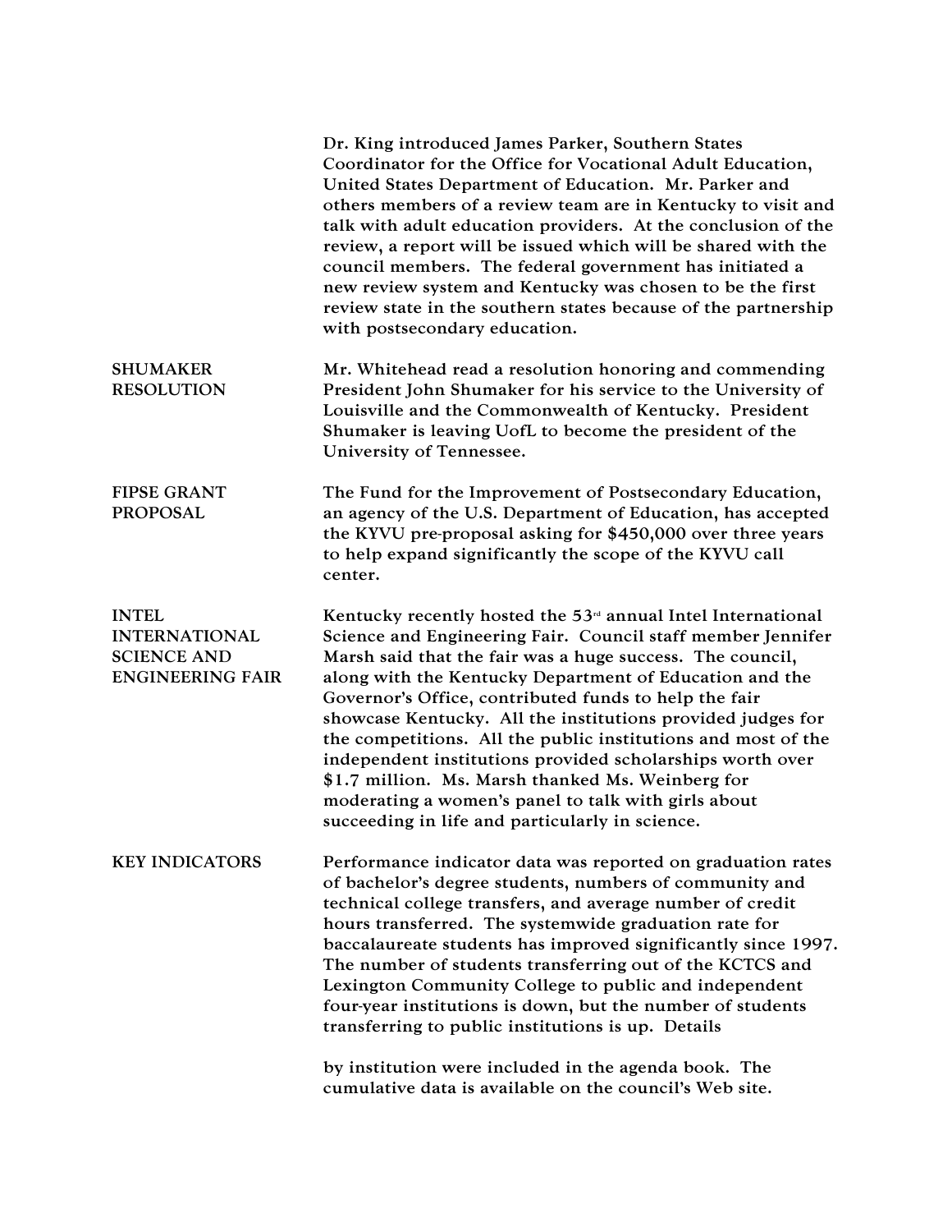Dr. King introduced James Parker, Southern States Coordinator for the Office for Vocational Adult Education, United States Department of Education. Mr. Parker and others members of a review team are in Kentucky to visit and talk with adult education providers. At the conclusion of the review, a report will be issued which will be shared with the council members. The federal government has initiated a new review system and Kentucky was chosen to be the first review state in the southern states because of the partnership with postsecondary education.

**SHUMAKER RESOLUTION**

Mr. Whitehead read a resolution honoring and commending President John Shumaker for his service to the University of Louisville and the Commonwealth of Kentucky. President Shumaker is leaving UofL to become the president of the University of Tennessee.

**FIPSE GRANT PROPOSAL**

The Fund for the Improvement of Postsecondary Education, an agency of the U.S. Department of Education, has accepted the KYVU pre-proposal asking for $450,000 over three years to help expand significantly the scope of the KYVU call center.

**INTEL INTERNATIONAL SCIENCE AND ENGINEERING FAIR**

Kentucky recently hosted the 53rd annual Intel International Science and Engineering Fair. Council staff member Jennifer Marsh said that the fair was a huge success. The council, along with the Kentucky Department of Education and the Governor's Office, contributed funds to help the fair showcase Kentucky. All the institutions provided judges for the competitions. All the public institutions and most of the independent institutions provided scholarships worth over $1.7 million. Ms. Marsh thanked Ms. Weinberg for moderating a women's panel to talk with girls about succeeding in life and particularly in science.

**KEY INDICATORS**

Performance indicator data was reported on graduation rates of bachelor's degree students, numbers of community and technical college transfers, and average number of credit hours transferred. The systemwide graduation rate for baccalaureate students has improved significantly since 1997. The number of students transferring out of the KCTCS and Lexington Community College to public and independent four-year institutions is down, but the number of students transferring to public institutions is up. Details by institution were included in the agenda book. The cumulative data is available on the council's Web site.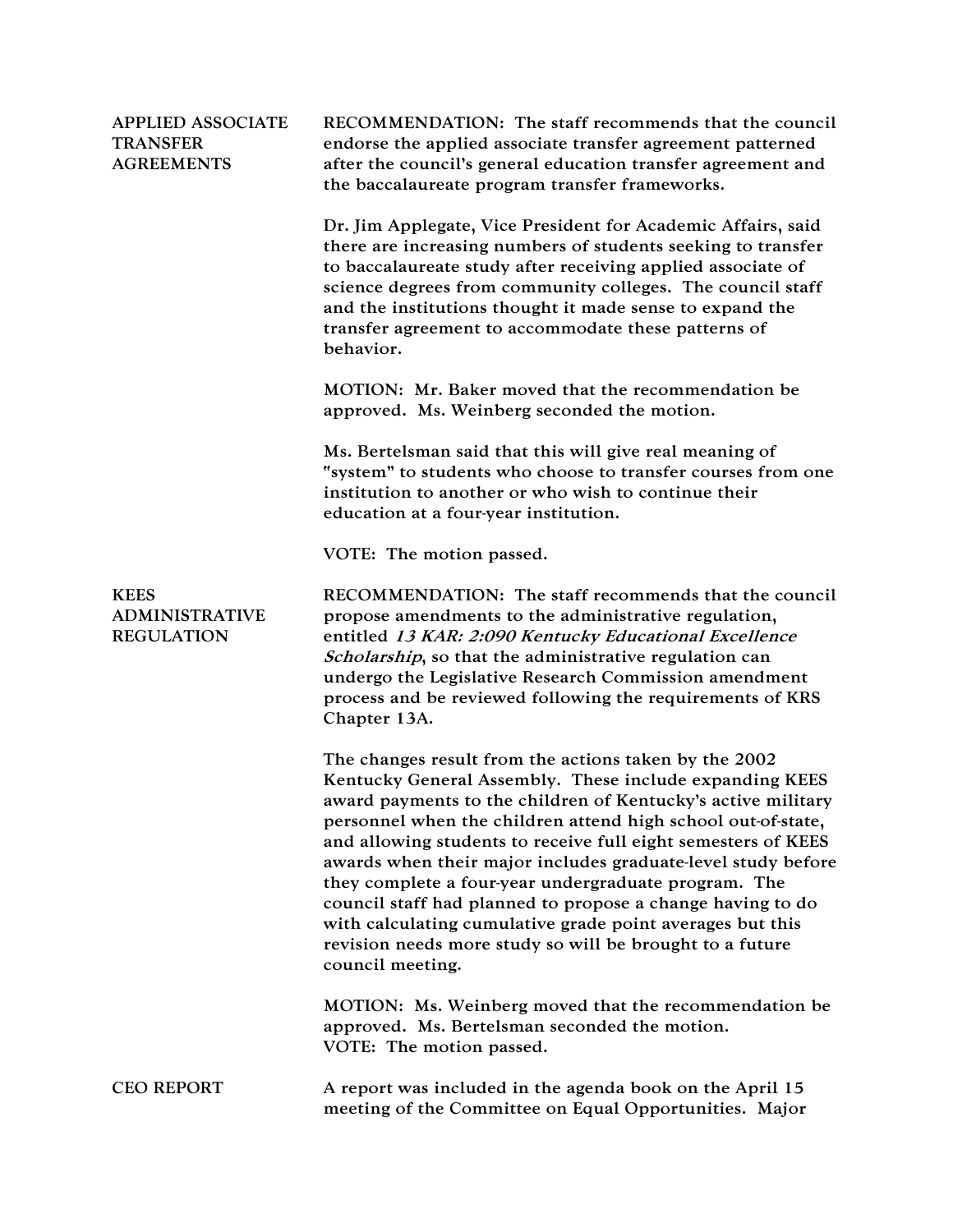**APPLIED ASSOCIATE TRANSFER AGREEMENTS**

RECOMMENDATION: The staff recommends that the council endorse the applied associate transfer agreement patterned after the council's general education transfer agreement and the baccalaureate program transfer frameworks.

Dr. Jim Applegate, Vice President for Academic Affairs, said there are increasing numbers of students seeking to transfer to baccalaureate study after receiving applied associate of science degrees from community colleges. The council staff and the institutions thought it made sense to expand the transfer agreement to accommodate these patterns of behavior.

MOTION: Mr. Baker moved that the recommendation be approved. Ms. Weinberg seconded the motion.

Ms. Bertelsman said that this will give real meaning of "system" to students who choose to transfer courses from one institution to another or who wish to continue their education at a four-year institution.

VOTE: The motion passed.

**KEES ADMINISTRATIVE REGULATION**

RECOMMENDATION: The staff recommends that the council propose amendments to the administrative regulation, entitled *13 KAR: 2:090 Kentucky Educational Excellence Scholarship*, so that the administrative regulation can undergo the Legislative Research Commission amendment process and be reviewed following the requirements of KRS Chapter 13A.

The changes result from the actions taken by the 2002 Kentucky General Assembly. These include expanding KEES award payments to the children of Kentucky's active military personnel when the children attend high school out-of-state, and allowing students to receive full eight semesters of KEES awards when their major includes graduate-level study before they complete a four-year undergraduate program. The council staff had planned to propose a change having to do with calculating cumulative grade point averages but this revision needs more study so will be brought to a future council meeting.

MOTION: Ms. Weinberg moved that the recommendation be approved. Ms. Bertelsman seconded the motion.
VOTE: The motion passed.

**CEO REPORT**

A report was included in the agenda book on the April 15 meeting of the Committee on Equal Opportunities. Major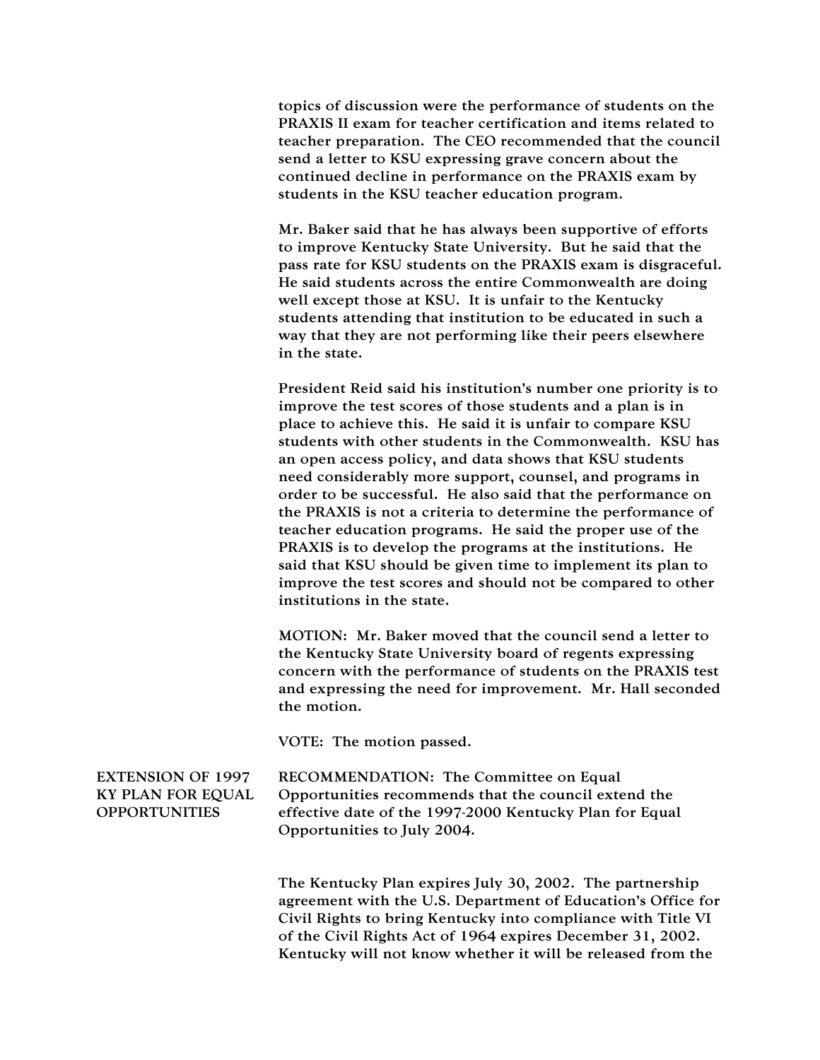topics of discussion were the performance of students on the PRAXIS II exam for teacher certification and items related to teacher preparation. The CEO recommended that the council send a letter to KSU expressing grave concern about the continued decline in performance on the PRAXIS exam by students in the KSU teacher education program.

Mr. Baker said that he has always been supportive of efforts to improve Kentucky State University. But he said that the pass rate for KSU students on the PRAXIS exam is disgraceful. He said students across the entire Commonwealth are doing well except those at KSU. It is unfair to the Kentucky students attending that institution to be educated in such a way that they are not performing like their peers elsewhere in the state.

President Reid said his institution's number one priority is to improve the test scores of those students and a plan is in place to achieve this. He said it is unfair to compare KSU students with other students in the Commonwealth. KSU has an open access policy, and data shows that KSU students need considerably more support, counsel, and programs in order to be successful. He also said that the performance on the PRAXIS is not a criteria to determine the performance of teacher education programs. He said the proper use of the PRAXIS is to develop the programs at the institutions. He said that KSU should be given time to implement its plan to improve the test scores and should not be compared to other institutions in the state.

MOTION: Mr. Baker moved that the council send a letter to the Kentucky State University board of regents expressing concern with the performance of students on the PRAXIS test and expressing the need for improvement. Mr. Hall seconded the motion.

VOTE: The motion passed.

**EXTENSION OF 1997 KY PLAN FOR EQUAL OPPORTUNITIES**

RECOMMENDATION: The Committee on Equal Opportunities recommends that the council extend the effective date of the 1997-2000 Kentucky Plan for Equal Opportunities to July 2004.

The Kentucky Plan expires July 30, 2002. The partnership agreement with the U.S. Department of Education's Office for Civil Rights to bring Kentucky into compliance with Title VI of the Civil Rights Act of 1964 expires December 31, 2002. Kentucky will not know whether it will be released from the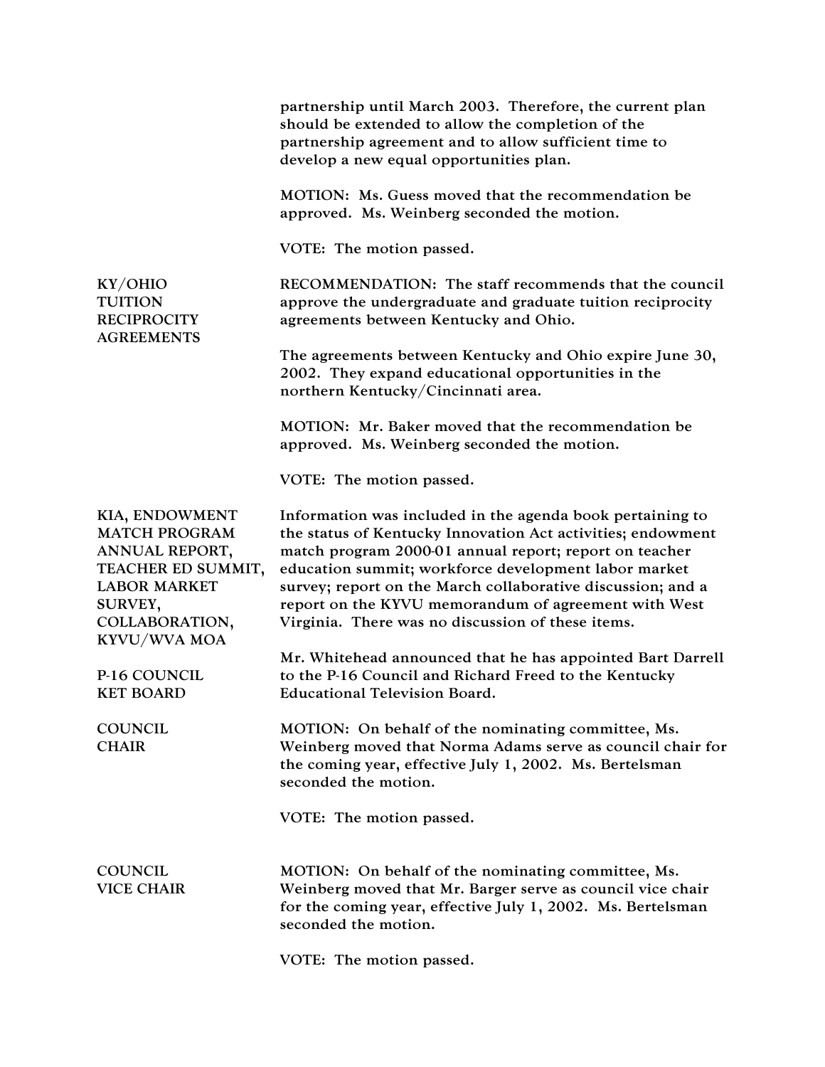partnership until March 2003. Therefore, the current plan should be extended to allow the completion of the partnership agreement and to allow sufficient time to develop a new equal opportunities plan.

MOTION: Ms. Guess moved that the recommendation be approved. Ms. Weinberg seconded the motion.

VOTE: The motion passed.

**KY/OHIO TUITION RECIPROCITY AGREEMENTS**

RECOMMENDATION: The staff recommends that the council approve the undergraduate and graduate tuition reciprocity agreements between Kentucky and Ohio.

The agreements between Kentucky and Ohio expire June 30, 2002. They expand educational opportunities in the northern Kentucky/Cincinnati area.

MOTION: Mr. Baker moved that the recommendation be approved. Ms. Weinberg seconded the motion.

VOTE: The motion passed.

**KIA, ENDOWMENT MATCH PROGRAM ANNUAL REPORT, TEACHER ED SUMMIT, LABOR MARKET SURVEY, COLLABORATION, KYVU/WVA MOA**

Information was included in the agenda book pertaining to the status of Kentucky Innovation Act activities; endowment match program 2000-01 annual report; report on teacher education summit; workforce development labor market survey; report on the March collaborative discussion; and a report on the KYVU memorandum of agreement with West Virginia. There was no discussion of these items.

**P-16 COUNCIL KET BOARD**

Mr. Whitehead announced that he has appointed Bart Darrell to the P-16 Council and Richard Freed to the Kentucky Educational Television Board.

**COUNCIL CHAIR**

MOTION: On behalf of the nominating committee, Ms. Weinberg moved that Norma Adams serve as council chair for the coming year, effective July 1, 2002. Ms. Bertelsman seconded the motion.

VOTE: The motion passed.

**COUNCIL VICE CHAIR**

MOTION: On behalf of the nominating committee, Ms. Weinberg moved that Mr. Barger serve as council vice chair for the coming year, effective July 1, 2002. Ms. Bertelsman seconded the motion.

VOTE: The motion passed.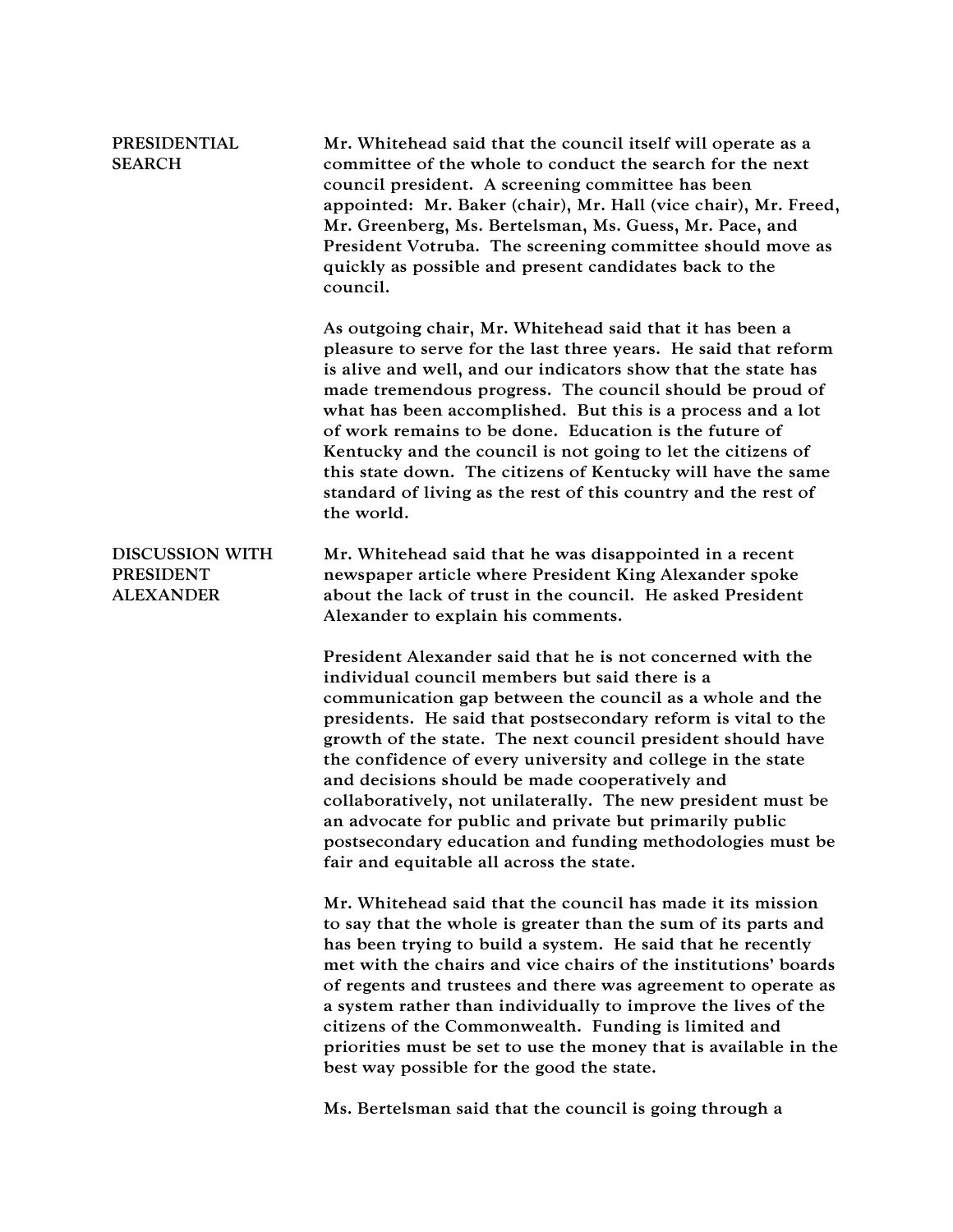## PRESIDENTIAL SEARCH

Mr. Whitehead said that the council itself will operate as a committee of the whole to conduct the search for the next council president. A screening committee has been appointed: Mr. Baker (chair), Mr. Hall (vice chair), Mr. Freed, Mr. Greenberg, Ms. Bertelsman, Ms. Guess, Mr. Pace, and President Votruba. The screening committee should move as quickly as possible and present candidates back to the council.

As outgoing chair, Mr. Whitehead said that it has been a pleasure to serve for the last three years. He said that reform is alive and well, and our indicators show that the state has made tremendous progress. The council should be proud of what has been accomplished. But this is a process and a lot of work remains to be done. Education is the future of Kentucky and the council is not going to let the citizens of this state down. The citizens of Kentucky will have the same standard of living as the rest of this country and the rest of the world.

## DISCUSSION WITH PRESIDENT ALEXANDER

Mr. Whitehead said that he was disappointed in a recent newspaper article where President King Alexander spoke about the lack of trust in the council. He asked President Alexander to explain his comments.

President Alexander said that he is not concerned with the individual council members but said there is a communication gap between the council as a whole and the presidents. He said that postsecondary reform is vital to the growth of the state. The next council president should have the confidence of every university and college in the state and decisions should be made cooperatively and collaboratively, not unilaterally. The new president must be an advocate for public and private but primarily public postsecondary education and funding methodologies must be fair and equitable all across the state.

Mr. Whitehead said that the council has made it its mission to say that the whole is greater than the sum of its parts and has been trying to build a system. He said that he recently met with the chairs and vice chairs of the institutions' boards of regents and trustees and there was agreement to operate as a system rather than individually to improve the lives of the citizens of the Commonwealth. Funding is limited and priorities must be set to use the money that is available in the best way possible for the good the state.

Ms. Bertelsman said that the council is going through a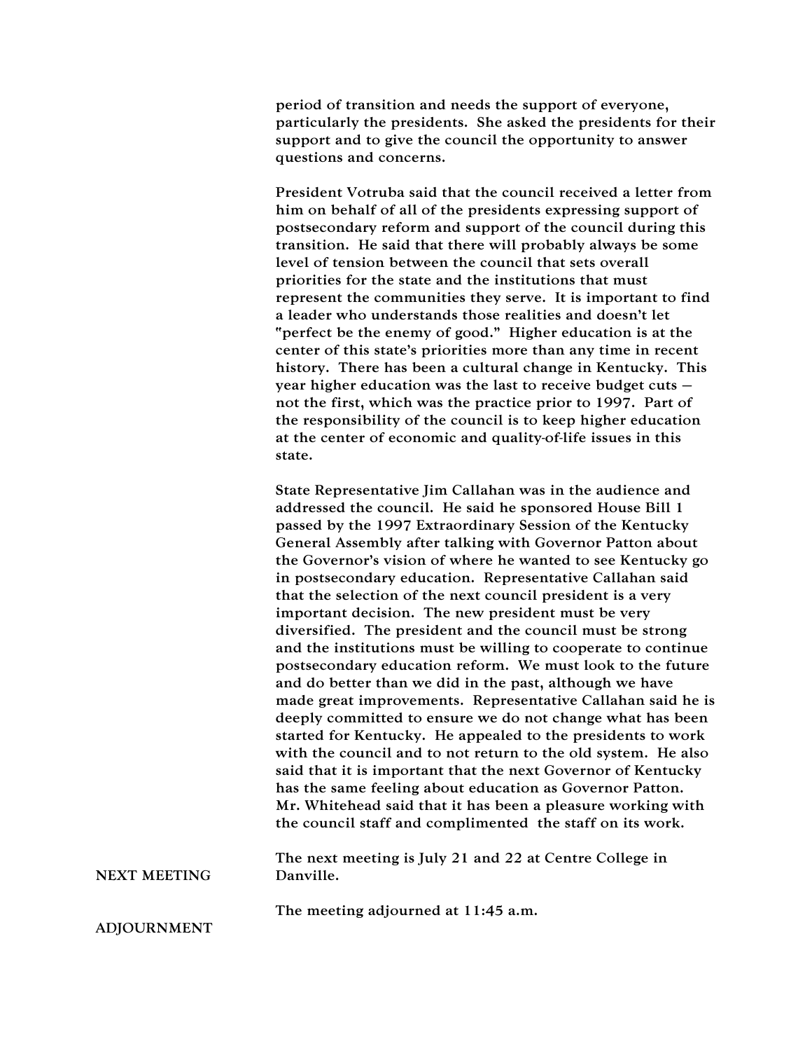period of transition and needs the support of everyone, particularly the presidents. She asked the presidents for their support and to give the council the opportunity to answer questions and concerns.

President Votruba said that the council received a letter from him on behalf of all of the presidents expressing support of postsecondary reform and support of the council during this transition. He said that there will probably always be some level of tension between the council that sets overall priorities for the state and the institutions that must represent the communities they serve. It is important to find a leader who understands those realities and doesn't let "perfect be the enemy of good." Higher education is at the center of this state's priorities more than any time in recent history. There has been a cultural change in Kentucky. This year higher education was the last to receive budget cuts — not the first, which was the practice prior to 1997. Part of the responsibility of the council is to keep higher education at the center of economic and quality-of-life issues in this state.

State Representative Jim Callahan was in the audience and addressed the council. He said he sponsored House Bill 1 passed by the 1997 Extraordinary Session of the Kentucky General Assembly after talking with Governor Patton about the Governor's vision of where he wanted to see Kentucky go in postsecondary education. Representative Callahan said that the selection of the next council president is a very important decision. The new president must be very diversified. The president and the council must be strong and the institutions must be willing to cooperate to continue postsecondary education reform. We must look to the future and do better than we did in the past, although we have made great improvements. Representative Callahan said he is deeply committed to ensure we do not change what has been started for Kentucky. He appealed to the presidents to work with the council and to not return to the old system. He also said that it is important that the next Governor of Kentucky has the same feeling about education as Governor Patton. Mr. Whitehead said that it has been a pleasure working with the council staff and complimented the staff on its work.

**NEXT MEETING**

The next meeting is July 21 and 22 at Centre College in Danville.

**ADJOURNMENT**

The meeting adjourned at 11:45 a.m.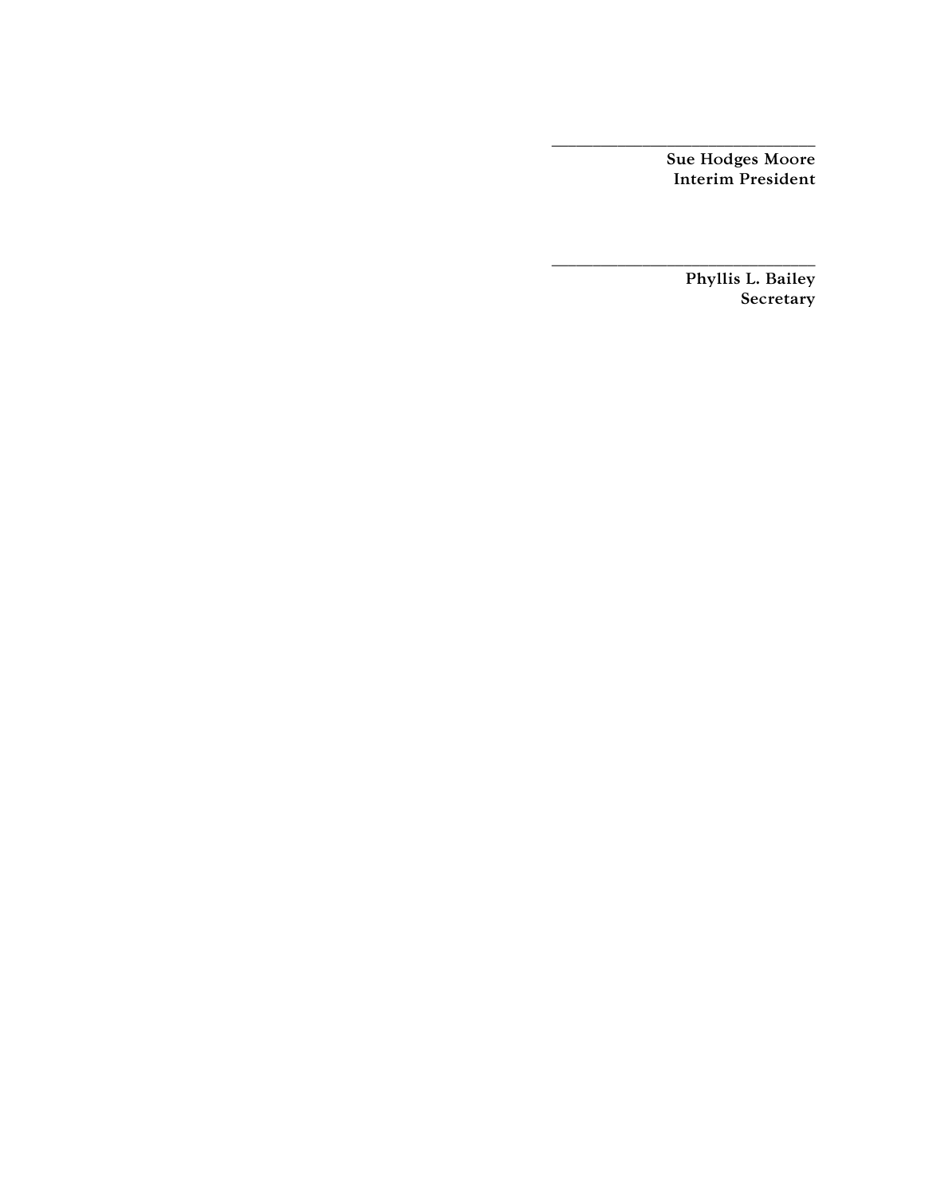\_\_\_\_\_\_\_\_\_\_\_\_\_\_\_\_\_\_\_\_\_\_\_\_\_\_\_\_\_\_

**Sue Hodges Moore**
**Interim President**

\_\_\_\_\_\_\_\_\_\_\_\_\_\_\_\_\_\_\_\_\_\_\_\_\_\_\_\_\_\_

**Phyllis L. Bailey**
**Secretary**